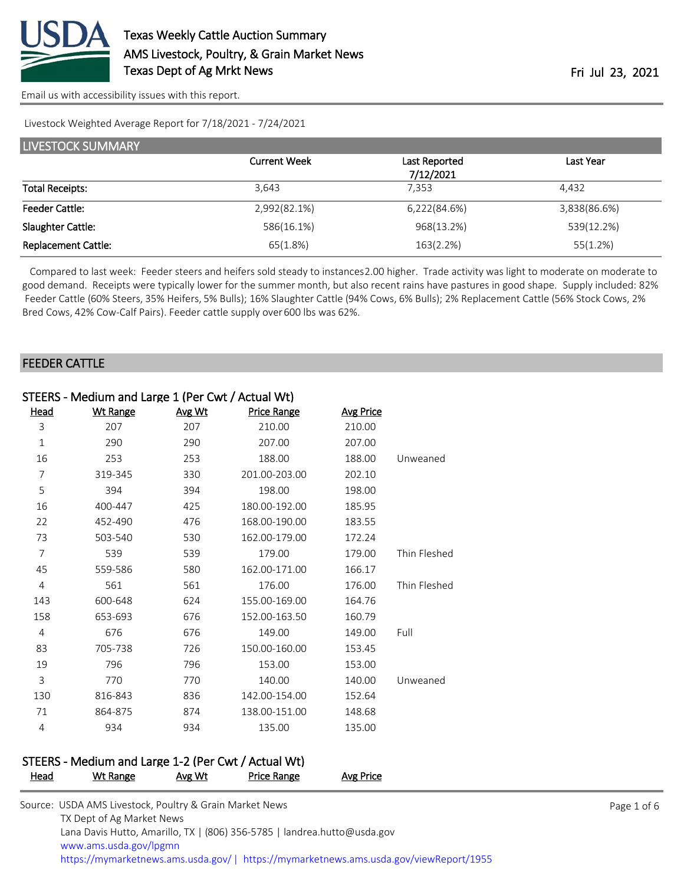# Texas Weekly Cattle Auction Summary

AMS Livestock, Poultry, & Grain Market News
Texas Dept of Ag Mrkt News

Fri Jul 23, 2021

Email us with accessibility issues with this report.

Livestock Weighted Average Report for 7/18/2021 - 7/24/2021

## LIVESTOCK SUMMARY

| | Current Week | Last Reported 7/12/2021 | Last Year |
|---|---|---|---|
| Total Receipts: | 3,643 | 7,353 | 4,432 |
| Feeder Cattle: | 2,992(82.1%) | 6,222(84.6%) | 3,838(86.6%) |
| Slaughter Cattle: | 586(16.1%) | 968(13.2%) | 539(12.2%) |
| Replacement Cattle: | 65(1.8%) | 163(2.2%) | 55(1.2%) |

Compared to last week: Feeder steers and heifers sold steady to instances 2.00 higher. Trade activity was light to moderate on moderate to good demand. Receipts were typically lower for the summer month, but also recent rains have pastures in good shape. Supply included: 82% Feeder Cattle (60% Steers, 35% Heifers, 5% Bulls); 16% Slaughter Cattle (94% Cows, 6% Bulls); 2% Replacement Cattle (56% Stock Cows, 2% Bred Cows, 42% Cow-Calf Pairs). Feeder cattle supply over 600 lbs was 62%.

## FEEDER CATTLE

### STEERS - Medium and Large 1 (Per Cwt / Actual Wt)

| Head | Wt Range | Avg Wt | Price Range | Avg Price | |
|---|---|---|---|---|---|
| 3 | 207 | 207 | 210.00 | 210.00 | |
| 1 | 290 | 290 | 207.00 | 207.00 | |
| 16 | 253 | 253 | 188.00 | 188.00 | Unweaned |
| 7 | 319-345 | 330 | 201.00-203.00 | 202.10 | |
| 5 | 394 | 394 | 198.00 | 198.00 | |
| 16 | 400-447 | 425 | 180.00-192.00 | 185.95 | |
| 22 | 452-490 | 476 | 168.00-190.00 | 183.55 | |
| 73 | 503-540 | 530 | 162.00-179.00 | 172.24 | |
| 7 | 539 | 539 | 179.00 | 179.00 | Thin Fleshed |
| 45 | 559-586 | 580 | 162.00-171.00 | 166.17 | |
| 4 | 561 | 561 | 176.00 | 176.00 | Thin Fleshed |
| 143 | 600-648 | 624 | 155.00-169.00 | 164.76 | |
| 158 | 653-693 | 676 | 152.00-163.50 | 160.79 | |
| 4 | 676 | 676 | 149.00 | 149.00 | Full |
| 83 | 705-738 | 726 | 150.00-160.00 | 153.45 | |
| 19 | 796 | 796 | 153.00 | 153.00 | |
| 3 | 770 | 770 | 140.00 | 140.00 | Unweaned |
| 130 | 816-843 | 836 | 142.00-154.00 | 152.64 | |
| 71 | 864-875 | 874 | 138.00-151.00 | 148.68 | |
| 4 | 934 | 934 | 135.00 | 135.00 | |

### STEERS - Medium and Large 1-2 (Per Cwt / Actual Wt)

| Head | Wt Range | Avg Wt | Price Range | Avg Price |
|---|---|---|---|---|

Source: USDA AMS Livestock, Poultry & Grain Market News
TX Dept of Ag Market News
Lana Davis Hutto, Amarillo, TX | (806) 356-5785 | landrea.hutto@usda.gov
www.ams.usda.gov/lpgmn
https://mymarketnews.ams.usda.gov/ | https://mymarketnews.ams.usda.gov/viewReport/1955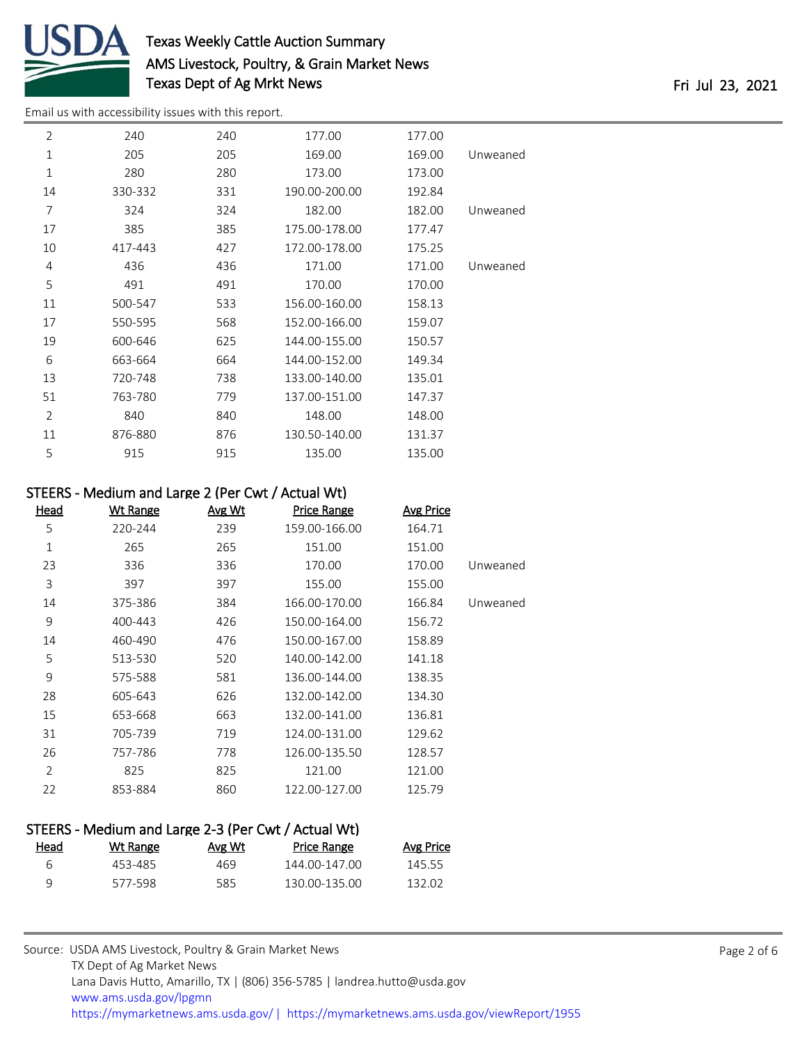| Head | Wt Range | Avg Wt | Price Range | Avg Price | |
|---|---|---|---|---|---|
| 2 | 240 | 240 | 177.00 | 177.00 | |
| 1 | 205 | 205 | 169.00 | 169.00 | Unweaned |
| 1 | 280 | 280 | 173.00 | 173.00 | |
| 14 | 330-332 | 331 | 190.00-200.00 | 192.84 | |
| 7 | 324 | 324 | 182.00 | 182.00 | Unweaned |
| 17 | 385 | 385 | 175.00-178.00 | 177.47 | |
| 10 | 417-443 | 427 | 172.00-178.00 | 175.25 | |
| 4 | 436 | 436 | 171.00 | 171.00 | Unweaned |
| 5 | 491 | 491 | 170.00 | 170.00 | |
| 11 | 500-547 | 533 | 156.00-160.00 | 158.13 | |
| 17 | 550-595 | 568 | 152.00-166.00 | 159.07 | |
| 19 | 600-646 | 625 | 144.00-155.00 | 150.57 | |
| 6 | 663-664 | 664 | 144.00-152.00 | 149.34 | |
| 13 | 720-748 | 738 | 133.00-140.00 | 135.01 | |
| 51 | 763-780 | 779 | 137.00-151.00 | 147.37 | |
| 2 | 840 | 840 | 148.00 | 148.00 | |
| 11 | 876-880 | 876 | 130.50-140.00 | 131.37 | |
| 5 | 915 | 915 | 135.00 | 135.00 | |

### STEERS - Medium and Large 2 (Per Cwt / Actual Wt)

| Head | Wt Range | Avg Wt | Price Range | Avg Price | |
|---|---|---|---|---|---|
| 5 | 220-244 | 239 | 159.00-166.00 | 164.71 | |
| 1 | 265 | 265 | 151.00 | 151.00 | |
| 23 | 336 | 336 | 170.00 | 170.00 | Unweaned |
| 3 | 397 | 397 | 155.00 | 155.00 | |
| 14 | 375-386 | 384 | 166.00-170.00 | 166.84 | Unweaned |
| 9 | 400-443 | 426 | 150.00-164.00 | 156.72 | |
| 14 | 460-490 | 476 | 150.00-167.00 | 158.89 | |
| 5 | 513-530 | 520 | 140.00-142.00 | 141.18 | |
| 9 | 575-588 | 581 | 136.00-144.00 | 138.35 | |
| 28 | 605-643 | 626 | 132.00-142.00 | 134.30 | |
| 15 | 653-668 | 663 | 132.00-141.00 | 136.81 | |
| 31 | 705-739 | 719 | 124.00-131.00 | 129.62 | |
| 26 | 757-786 | 778 | 126.00-135.50 | 128.57 | |
| 2 | 825 | 825 | 121.00 | 121.00 | |
| 22 | 853-884 | 860 | 122.00-127.00 | 125.79 | |

### STEERS - Medium and Large 2-3 (Per Cwt / Actual Wt)

| Head | Wt Range | Avg Wt | Price Range | Avg Price |
|---|---|---|---|---|
| 6 | 453-485 | 469 | 144.00-147.00 | 145.55 |
| 9 | 577-598 | 585 | 130.00-135.00 | 132.02 |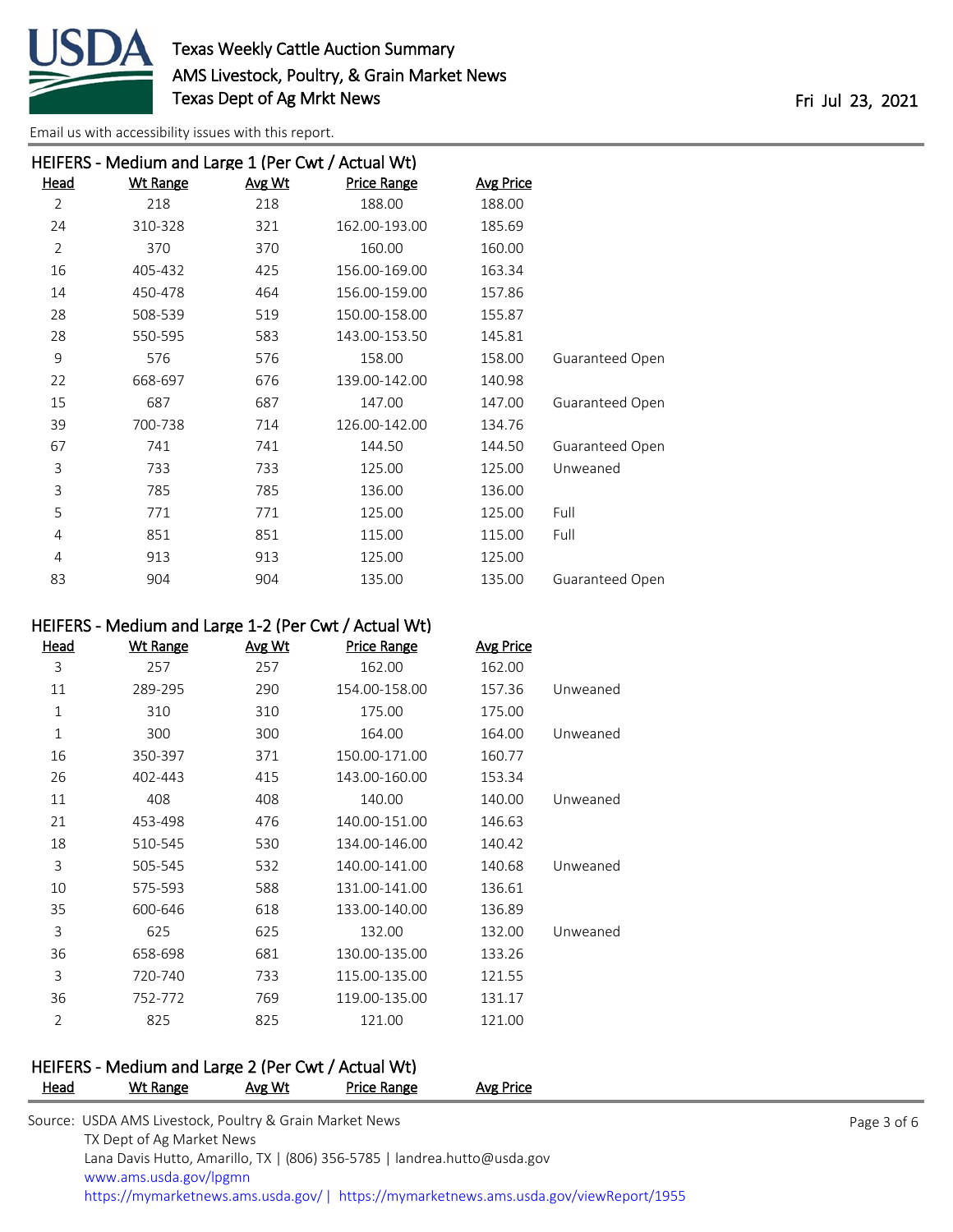## HEIFERS - Medium and Large 1 (Per Cwt / Actual Wt)

| Head | Wt Range | Avg Wt | Price Range | Avg Price | |
|---|---|---|---|---|---|
| 2 | 218 | 218 | 188.00 | 188.00 | |
| 24 | 310-328 | 321 | 162.00-193.00 | 185.69 | |
| 2 | 370 | 370 | 160.00 | 160.00 | |
| 16 | 405-432 | 425 | 156.00-169.00 | 163.34 | |
| 14 | 450-478 | 464 | 156.00-159.00 | 157.86 | |
| 28 | 508-539 | 519 | 150.00-158.00 | 155.87 | |
| 28 | 550-595 | 583 | 143.00-153.50 | 145.81 | |
| 9 | 576 | 576 | 158.00 | 158.00 | Guaranteed Open |
| 22 | 668-697 | 676 | 139.00-142.00 | 140.98 | |
| 15 | 687 | 687 | 147.00 | 147.00 | Guaranteed Open |
| 39 | 700-738 | 714 | 126.00-142.00 | 134.76 | |
| 67 | 741 | 741 | 144.50 | 144.50 | Guaranteed Open |
| 3 | 733 | 733 | 125.00 | 125.00 | Unweaned |
| 3 | 785 | 785 | 136.00 | 136.00 | |
| 5 | 771 | 771 | 125.00 | 125.00 | Full |
| 4 | 851 | 851 | 115.00 | 115.00 | Full |
| 4 | 913 | 913 | 125.00 | 125.00 | |
| 83 | 904 | 904 | 135.00 | 135.00 | Guaranteed Open |

## HEIFERS - Medium and Large 1-2 (Per Cwt / Actual Wt)

| Head | Wt Range | Avg Wt | Price Range | Avg Price | |
|---|---|---|---|---|---|
| 3 | 257 | 257 | 162.00 | 162.00 | |
| 11 | 289-295 | 290 | 154.00-158.00 | 157.36 | Unweaned |
| 1 | 310 | 310 | 175.00 | 175.00 | |
| 1 | 300 | 300 | 164.00 | 164.00 | Unweaned |
| 16 | 350-397 | 371 | 150.00-171.00 | 160.77 | |
| 26 | 402-443 | 415 | 143.00-160.00 | 153.34 | |
| 11 | 408 | 408 | 140.00 | 140.00 | Unweaned |
| 21 | 453-498 | 476 | 140.00-151.00 | 146.63 | |
| 18 | 510-545 | 530 | 134.00-146.00 | 140.42 | |
| 3 | 505-545 | 532 | 140.00-141.00 | 140.68 | Unweaned |
| 10 | 575-593 | 588 | 131.00-141.00 | 136.61 | |
| 35 | 600-646 | 618 | 133.00-140.00 | 136.89 | |
| 3 | 625 | 625 | 132.00 | 132.00 | Unweaned |
| 36 | 658-698 | 681 | 130.00-135.00 | 133.26 | |
| 3 | 720-740 | 733 | 115.00-135.00 | 121.55 | |
| 36 | 752-772 | 769 | 119.00-135.00 | 131.17 | |
| 2 | 825 | 825 | 121.00 | 121.00 | |

## HEIFERS - Medium and Large 2 (Per Cwt / Actual Wt)

| Head | Wt Range | Avg Wt | Price Range | Avg Price |
|---|---|---|---|---|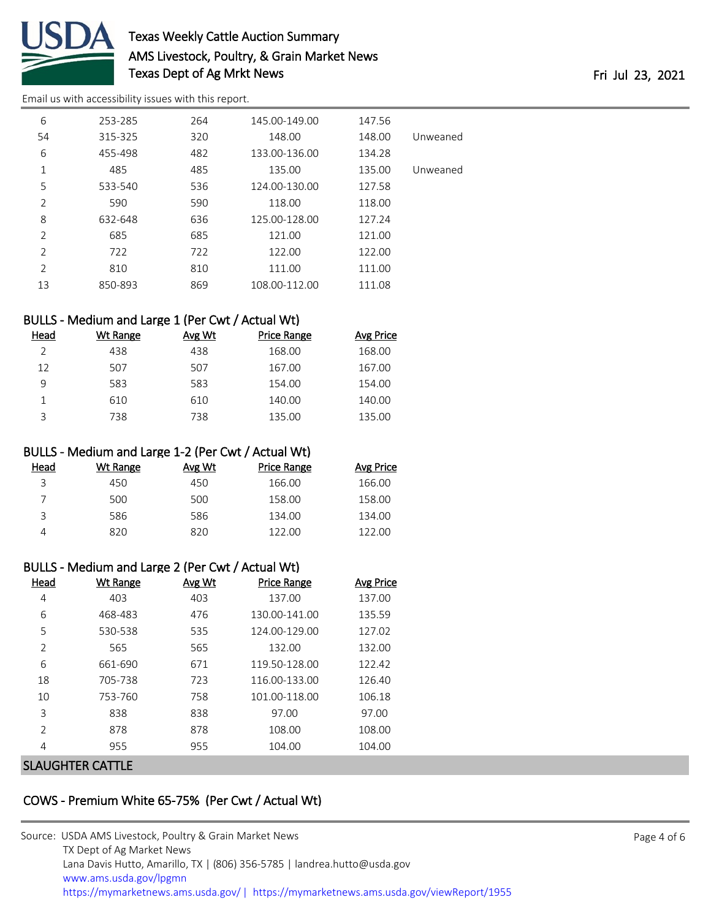| Head | Wt Range | Avg Wt | Price Range | Avg Price | |
|---|---|---|---|---|---|
| 6 | 253-285 | 264 | 145.00-149.00 | 147.56 | |
| 54 | 315-325 | 320 | 148.00 | 148.00 | Unweaned |
| 6 | 455-498 | 482 | 133.00-136.00 | 134.28 | |
| 1 | 485 | 485 | 135.00 | 135.00 | Unweaned |
| 5 | 533-540 | 536 | 124.00-130.00 | 127.58 | |
| 2 | 590 | 590 | 118.00 | 118.00 | |
| 8 | 632-648 | 636 | 125.00-128.00 | 127.24 | |
| 2 | 685 | 685 | 121.00 | 121.00 | |
| 2 | 722 | 722 | 122.00 | 122.00 | |
| 2 | 810 | 810 | 111.00 | 111.00 | |
| 13 | 850-893 | 869 | 108.00-112.00 | 111.08 | |

### BULLS - Medium and Large 1 (Per Cwt / Actual Wt)

| Head | Wt Range | Avg Wt | Price Range | Avg Price |
|---|---|---|---|---|
| 2 | 438 | 438 | 168.00 | 168.00 |
| 12 | 507 | 507 | 167.00 | 167.00 |
| 9 | 583 | 583 | 154.00 | 154.00 |
| 1 | 610 | 610 | 140.00 | 140.00 |
| 3 | 738 | 738 | 135.00 | 135.00 |

### BULLS - Medium and Large 1-2 (Per Cwt / Actual Wt)

| Head | Wt Range | Avg Wt | Price Range | Avg Price |
|---|---|---|---|---|
| 3 | 450 | 450 | 166.00 | 166.00 |
| 7 | 500 | 500 | 158.00 | 158.00 |
| 3 | 586 | 586 | 134.00 | 134.00 |
| 4 | 820 | 820 | 122.00 | 122.00 |

### BULLS - Medium and Large 2 (Per Cwt / Actual Wt)

| Head | Wt Range | Avg Wt | Price Range | Avg Price |
|---|---|---|---|---|
| 4 | 403 | 403 | 137.00 | 137.00 |
| 6 | 468-483 | 476 | 130.00-141.00 | 135.59 |
| 5 | 530-538 | 535 | 124.00-129.00 | 127.02 |
| 2 | 565 | 565 | 132.00 | 132.00 |
| 6 | 661-690 | 671 | 119.50-128.00 | 122.42 |
| 18 | 705-738 | 723 | 116.00-133.00 | 126.40 |
| 10 | 753-760 | 758 | 101.00-118.00 | 106.18 |
| 3 | 838 | 838 | 97.00 | 97.00 |
| 2 | 878 | 878 | 108.00 | 108.00 |
| 4 | 955 | 955 | 104.00 | 104.00 |

## SLAUGHTER CATTLE

### COWS - Premium White 65-75% (Per Cwt / Actual Wt)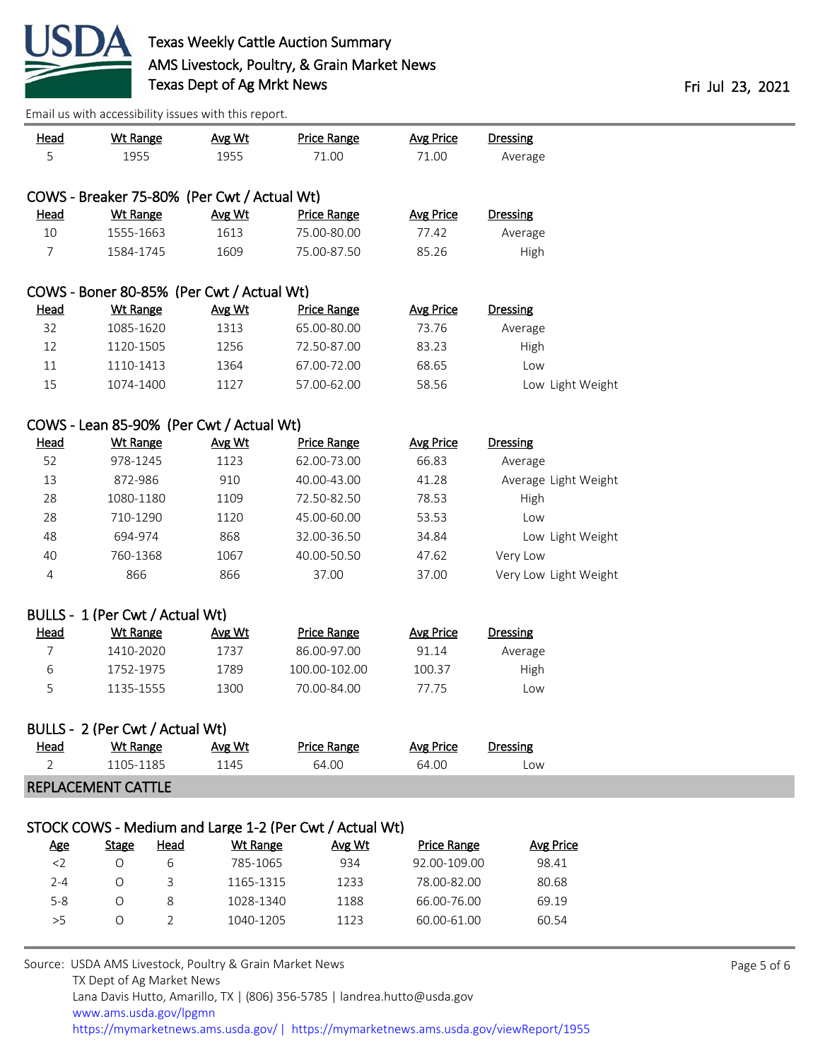Email us with accessibility issues with this report.

| Head | Wt Range | Avg Wt | Price Range | Avg Price | Dressing |
|---|---|---|---|---|---|
| 5 | 1955 | 1955 | 71.00 | 71.00 | Average |

### COWS - Breaker 75-80% (Per Cwt / Actual Wt)

| Head | Wt Range | Avg Wt | Price Range | Avg Price | Dressing |
|---|---|---|---|---|---|
| 10 | 1555-1663 | 1613 | 75.00-80.00 | 77.42 | Average |
| 7 | 1584-1745 | 1609 | 75.00-87.50 | 85.26 | High |

### COWS - Boner 80-85% (Per Cwt / Actual Wt)

| Head | Wt Range | Avg Wt | Price Range | Avg Price | Dressing |
|---|---|---|---|---|---|
| 32 | 1085-1620 | 1313 | 65.00-80.00 | 73.76 | Average |
| 12 | 1120-1505 | 1256 | 72.50-87.00 | 83.23 | High |
| 11 | 1110-1413 | 1364 | 67.00-72.00 | 68.65 | Low |
| 15 | 1074-1400 | 1127 | 57.00-62.00 | 58.56 | Low Light Weight |

### COWS - Lean 85-90% (Per Cwt / Actual Wt)

| Head | Wt Range | Avg Wt | Price Range | Avg Price | Dressing |
|---|---|---|---|---|---|
| 52 | 978-1245 | 1123 | 62.00-73.00 | 66.83 | Average |
| 13 | 872-986 | 910 | 40.00-43.00 | 41.28 | Average Light Weight |
| 28 | 1080-1180 | 1109 | 72.50-82.50 | 78.53 | High |
| 28 | 710-1290 | 1120 | 45.00-60.00 | 53.53 | Low |
| 48 | 694-974 | 868 | 32.00-36.50 | 34.84 | Low Light Weight |
| 40 | 760-1368 | 1067 | 40.00-50.50 | 47.62 | Very Low |
| 4 | 866 | 866 | 37.00 | 37.00 | Very Low Light Weight |

### BULLS - 1 (Per Cwt / Actual Wt)

| Head | Wt Range | Avg Wt | Price Range | Avg Price | Dressing |
|---|---|---|---|---|---|
| 7 | 1410-2020 | 1737 | 86.00-97.00 | 91.14 | Average |
| 6 | 1752-1975 | 1789 | 100.00-102.00 | 100.37 | High |
| 5 | 1135-1555 | 1300 | 70.00-84.00 | 77.75 | Low |

### BULLS - 2 (Per Cwt / Actual Wt)

| Head | Wt Range | Avg Wt | Price Range | Avg Price | Dressing |
|---|---|---|---|---|---|
| 2 | 1105-1185 | 1145 | 64.00 | 64.00 | Low |

## REPLACEMENT CATTLE

### STOCK COWS - Medium and Large 1-2 (Per Cwt / Actual Wt)

| Age | Stage | Head | Wt Range | Avg Wt | Price Range | Avg Price |
|---|---|---|---|---|---|---|
| <2 | O | 6 | 785-1065 | 934 | 92.00-109.00 | 98.41 |
| 2-4 | O | 3 | 1165-1315 | 1233 | 78.00-82.00 | 80.68 |
| 5-8 | O | 8 | 1028-1340 | 1188 | 66.00-76.00 | 69.19 |
| >5 | O | 2 | 1040-1205 | 1123 | 60.00-61.00 | 60.54 |

Source: USDA AMS Livestock, Poultry & Grain Market News
TX Dept of Ag Market News
Lana Davis Hutto, Amarillo, TX | (806) 356-5785 | landrea.hutto@usda.gov
www.ams.usda.gov/lpgmn
https://mymarketnews.ams.usda.gov/ | https://mymarketnews.ams.usda.gov/viewReport/1955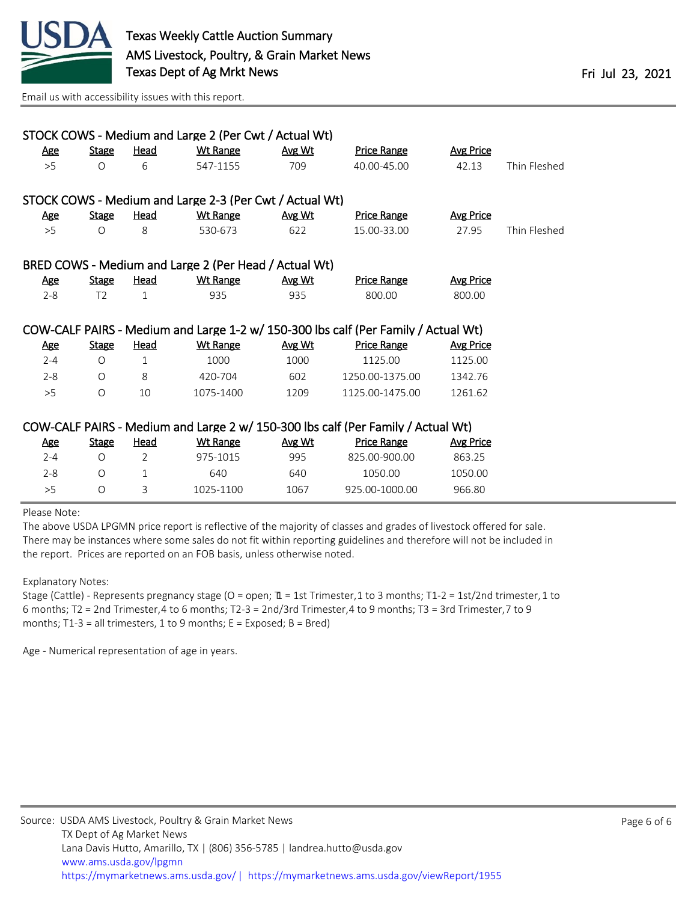### STOCK COWS - Medium and Large 2 (Per Cwt / Actual Wt)

| Age | Stage | Head | Wt Range | Avg Wt | Price Range | Avg Price | |
|---|---|---|---|---|---|---|---|
| >5 | O | 6 | 547-1155 | 709 | 40.00-45.00 | 42.13 | Thin Fleshed |

### STOCK COWS - Medium and Large 2-3 (Per Cwt / Actual Wt)

| Age | Stage | Head | Wt Range | Avg Wt | Price Range | Avg Price | |
|---|---|---|---|---|---|---|---|
| >5 | O | 8 | 530-673 | 622 | 15.00-33.00 | 27.95 | Thin Fleshed |

### BRED COWS - Medium and Large 2 (Per Head / Actual Wt)

| Age | Stage | Head | Wt Range | Avg Wt | Price Range | Avg Price |
|---|---|---|---|---|---|---|
| 2-8 | T2 | 1 | 935 | 935 | 800.00 | 800.00 |

### COW-CALF PAIRS - Medium and Large 1-2 w/ 150-300 lbs calf (Per Family / Actual Wt)

| Age | Stage | Head | Wt Range | Avg Wt | Price Range | Avg Price |
|---|---|---|---|---|---|---|
| 2-4 | O | 1 | 1000 | 1000 | 1125.00 | 1125.00 |
| 2-8 | O | 8 | 420-704 | 602 | 1250.00-1375.00 | 1342.76 |
| >5 | O | 10 | 1075-1400 | 1209 | 1125.00-1475.00 | 1261.62 |

### COW-CALF PAIRS - Medium and Large 2 w/ 150-300 lbs calf (Per Family / Actual Wt)

| Age | Stage | Head | Wt Range | Avg Wt | Price Range | Avg Price |
|---|---|---|---|---|---|---|
| 2-4 | O | 2 | 975-1015 | 995 | 825.00-900.00 | 863.25 |
| 2-8 | O | 1 | 640 | 640 | 1050.00 | 1050.00 |
| >5 | O | 3 | 1025-1100 | 1067 | 925.00-1000.00 | 966.80 |

Please Note:

The above USDA LPGMN price report is reflective of the majority of classes and grades of livestock offered for sale. There may be instances where some sales do not fit within reporting guidelines and therefore will not be included in the report. Prices are reported on an FOB basis, unless otherwise noted.

Explanatory Notes:

Stage (Cattle) - Represents pregnancy stage (O = open; T1 = 1st Trimester, 1 to 3 months; T1-2 = 1st/2nd trimester, 1 to 6 months; T2 = 2nd Trimester, 4 to 6 months; T2-3 = 2nd/3rd Trimester, 4 to 9 months; T3 = 3rd Trimester, 7 to 9 months; T1-3 = all trimesters, 1 to 9 months; E = Exposed; B = Bred)

Age - Numerical representation of age in years.

Source: USDA AMS Livestock, Poultry & Grain Market News
TX Dept of Ag Market News
Lana Davis Hutto, Amarillo, TX | (806) 356-5785 | landrea.hutto@usda.gov
www.ams.usda.gov/lpgmn
https://mymarketnews.ams.usda.gov/ | https://mymarketnews.ams.usda.gov/viewReport/1955